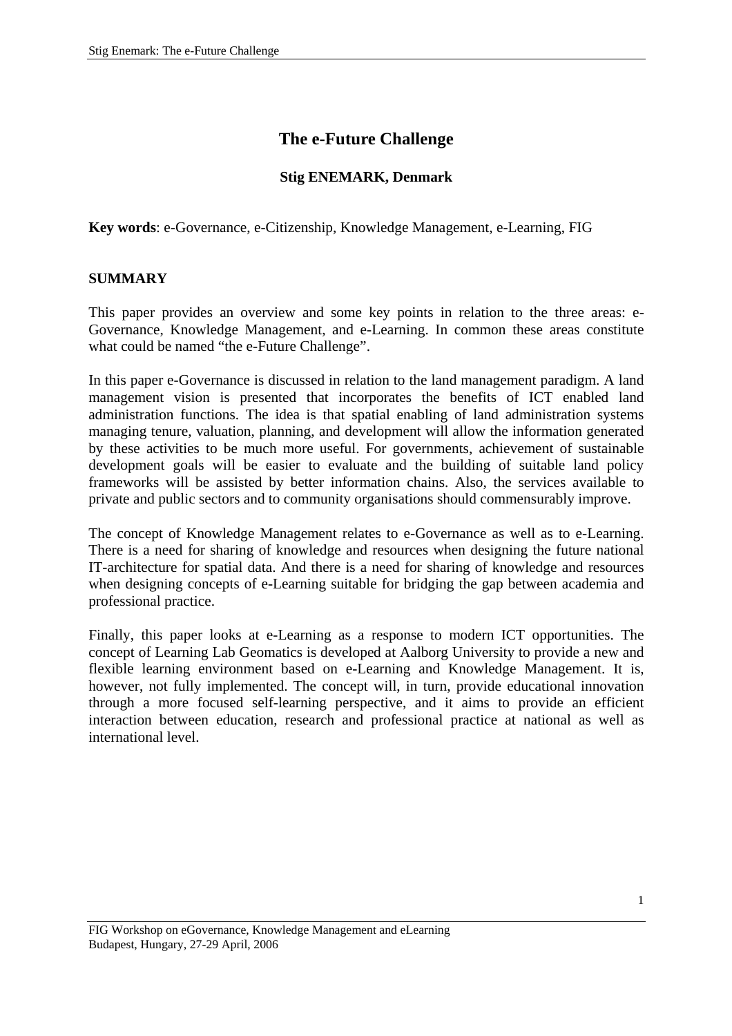# The e-Future Challenge

**Stig ENEMARK, Denmark**

**Key words**: e-Governance, e-Citizenship, Knowledge Management, e-Learning, FIG

## SUMMARY

This paper provides an overview and some key points in relation to the three areas: e-Governance, Knowledge Management, and e-Learning. In common these areas constitute what could be named "the e-Future Challenge".

In this paper e-Governance is discussed in relation to the land management paradigm. A land management vision is presented that incorporates the benefits of ICT enabled land administration functions. The idea is that spatial enabling of land administration systems managing tenure, valuation, planning, and development will allow the information generated by these activities to be much more useful. For governments, achievement of sustainable development goals will be easier to evaluate and the building of suitable land policy frameworks will be assisted by better information chains. Also, the services available to private and public sectors and to community organisations should commensurably improve.

The concept of Knowledge Management relates to e-Governance as well as to e-Learning. There is a need for sharing of knowledge and resources when designing the future national IT-architecture for spatial data. And there is a need for sharing of knowledge and resources when designing concepts of e-Learning suitable for bridging the gap between academia and professional practice.

Finally, this paper looks at e-Learning as a response to modern ICT opportunities. The concept of Learning Lab Geomatics is developed at Aalborg University to provide a new and flexible learning environment based on e-Learning and Knowledge Management. It is, however, not fully implemented. The concept will, in turn, provide educational innovation through a more focused self-learning perspective, and it aims to provide an efficient interaction between education, research and professional practice at national as well as international level.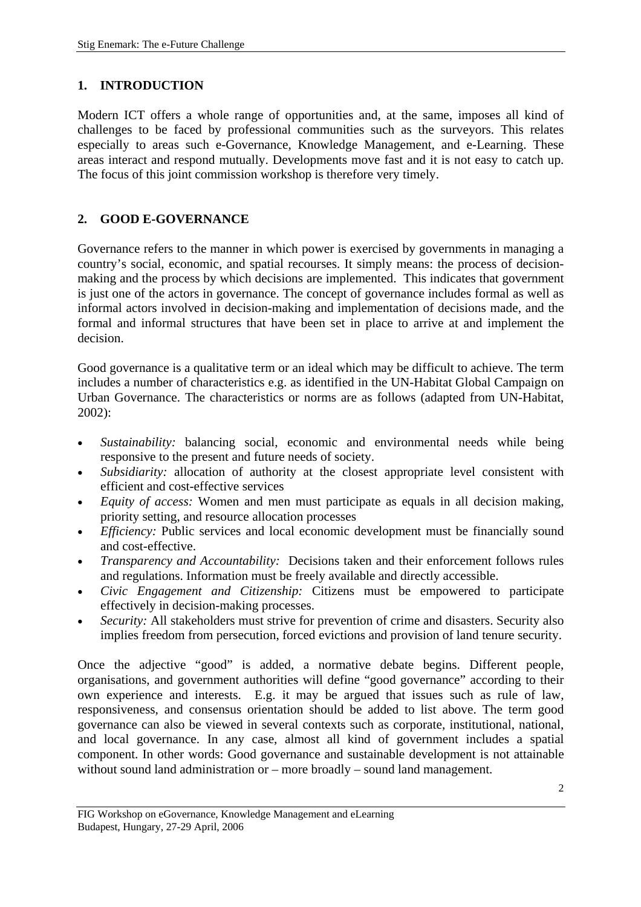## 1. INTRODUCTION

Modern ICT offers a whole range of opportunities and, at the same, imposes all kind of challenges to be faced by professional communities such as the surveyors. This relates especially to areas such e-Governance, Knowledge Management, and e-Learning. These areas interact and respond mutually. Developments move fast and it is not easy to catch up. The focus of this joint commission workshop is therefore very timely.

## 2. GOOD E-GOVERNANCE

Governance refers to the manner in which power is exercised by governments in managing a country's social, economic, and spatial recourses. It simply means: the process of decision-making and the process by which decisions are implemented. This indicates that government is just one of the actors in governance. The concept of governance includes formal as well as informal actors involved in decision-making and implementation of decisions made, and the formal and informal structures that have been set in place to arrive at and implement the decision.

Good governance is a qualitative term or an ideal which may be difficult to achieve. The term includes a number of characteristics e.g. as identified in the UN-Habitat Global Campaign on Urban Governance. The characteristics or norms are as follows (adapted from UN-Habitat, 2002):

- *Sustainability:* balancing social, economic and environmental needs while being responsive to the present and future needs of society.
- *Subsidiarity:* allocation of authority at the closest appropriate level consistent with efficient and cost-effective services
- *Equity of access:* Women and men must participate as equals in all decision making, priority setting, and resource allocation processes
- *Efficiency:* Public services and local economic development must be financially sound and cost-effective.
- *Transparency and Accountability:* Decisions taken and their enforcement follows rules and regulations. Information must be freely available and directly accessible.
- *Civic Engagement and Citizenship:* Citizens must be empowered to participate effectively in decision-making processes.
- *Security:* All stakeholders must strive for prevention of crime and disasters. Security also implies freedom from persecution, forced evictions and provision of land tenure security.

Once the adjective "good" is added, a normative debate begins. Different people, organisations, and government authorities will define "good governance" according to their own experience and interests. E.g. it may be argued that issues such as rule of law, responsiveness, and consensus orientation should be added to list above. The term good governance can also be viewed in several contexts such as corporate, institutional, national, and local governance. In any case, almost all kind of government includes a spatial component. In other words: Good governance and sustainable development is not attainable without sound land administration or – more broadly – sound land management.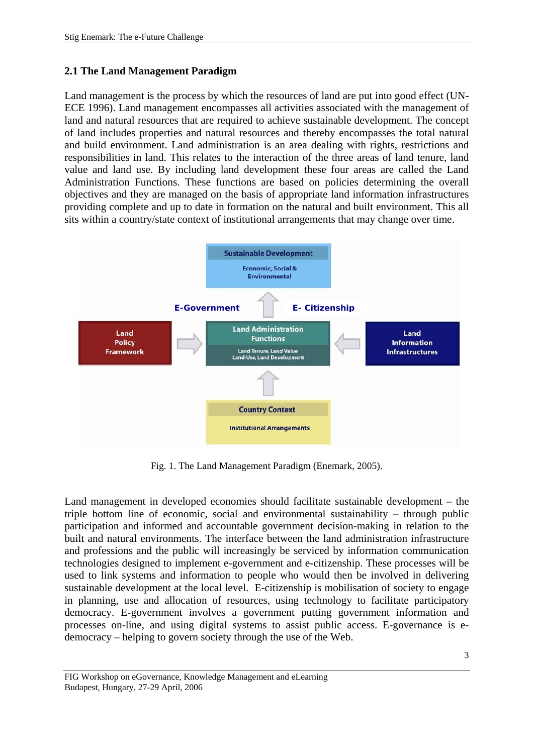## 2.1 The Land Management Paradigm

Land management is the process by which the resources of land are put into good effect (UN-ECE 1996). Land management encompasses all activities associated with the management of land and natural resources that are required to achieve sustainable development. The concept of land includes properties and natural resources and thereby encompasses the total natural and build environment. Land administration is an area dealing with rights, restrictions and responsibilities in land. This relates to the interaction of the three areas of land tenure, land value and land use. By including land development these four areas are called the Land Administration Functions. These functions are based on policies determining the overall objectives and they are managed on the basis of appropriate land information infrastructures providing complete and up to date in formation on the natural and built environment. This all sits within a country/state context of institutional arrangements that may change over time.

Fig. 1. The Land Management Paradigm (Enemark, 2005).

Land management in developed economies should facilitate sustainable development – the triple bottom line of economic, social and environmental sustainability – through public participation and informed and accountable government decision-making in relation to the built and natural environments. The interface between the land administration infrastructure and professions and the public will increasingly be serviced by information communication technologies designed to implement e-government and e-citizenship. These processes will be used to link systems and information to people who would then be involved in delivering sustainable development at the local level. E-citizenship is mobilisation of society to engage in planning, use and allocation of resources, using technology to facilitate participatory democracy. E-government involves a government putting government information and processes on-line, and using digital systems to assist public access. E-governance is e-democracy – helping to govern society through the use of the Web.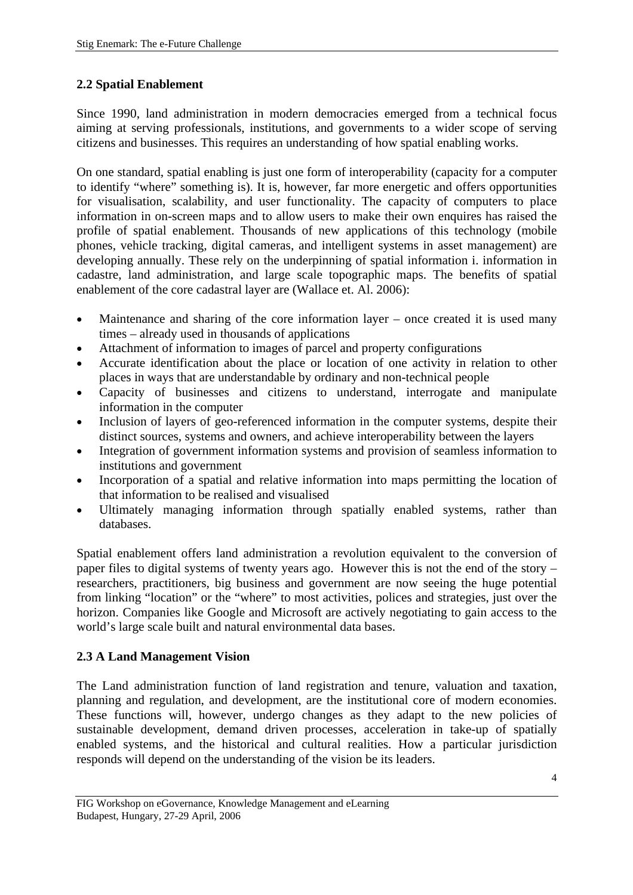## 2.2 Spatial Enablement

Since 1990, land administration in modern democracies emerged from a technical focus aiming at serving professionals, institutions, and governments to a wider scope of serving citizens and businesses. This requires an understanding of how spatial enabling works.

On one standard, spatial enabling is just one form of interoperability (capacity for a computer to identify "where" something is). It is, however, far more energetic and offers opportunities for visualisation, scalability, and user functionality. The capacity of computers to place information in on-screen maps and to allow users to make their own enquires has raised the profile of spatial enablement. Thousands of new applications of this technology (mobile phones, vehicle tracking, digital cameras, and intelligent systems in asset management) are developing annually. These rely on the underpinning of spatial information i. information in cadastre, land administration, and large scale topographic maps. The benefits of spatial enablement of the core cadastral layer are (Wallace et. Al. 2006):

- Maintenance and sharing of the core information layer – once created it is used many times – already used in thousands of applications
- Attachment of information to images of parcel and property configurations
- Accurate identification about the place or location of one activity in relation to other places in ways that are understandable by ordinary and non-technical people
- Capacity of businesses and citizens to understand, interrogate and manipulate information in the computer
- Inclusion of layers of geo-referenced information in the computer systems, despite their distinct sources, systems and owners, and achieve interoperability between the layers
- Integration of government information systems and provision of seamless information to institutions and government
- Incorporation of a spatial and relative information into maps permitting the location of that information to be realised and visualised
- Ultimately managing information through spatially enabled systems, rather than databases.

Spatial enablement offers land administration a revolution equivalent to the conversion of paper files to digital systems of twenty years ago. However this is not the end of the story – researchers, practitioners, big business and government are now seeing the huge potential from linking "location" or the "where" to most activities, polices and strategies, just over the horizon. Companies like Google and Microsoft are actively negotiating to gain access to the world's large scale built and natural environmental data bases.

## 2.3 A Land Management Vision

The Land administration function of land registration and tenure, valuation and taxation, planning and regulation, and development, are the institutional core of modern economies. These functions will, however, undergo changes as they adapt to the new policies of sustainable development, demand driven processes, acceleration in take-up of spatially enabled systems, and the historical and cultural realities. How a particular jurisdiction responds will depend on the understanding of the vision be its leaders.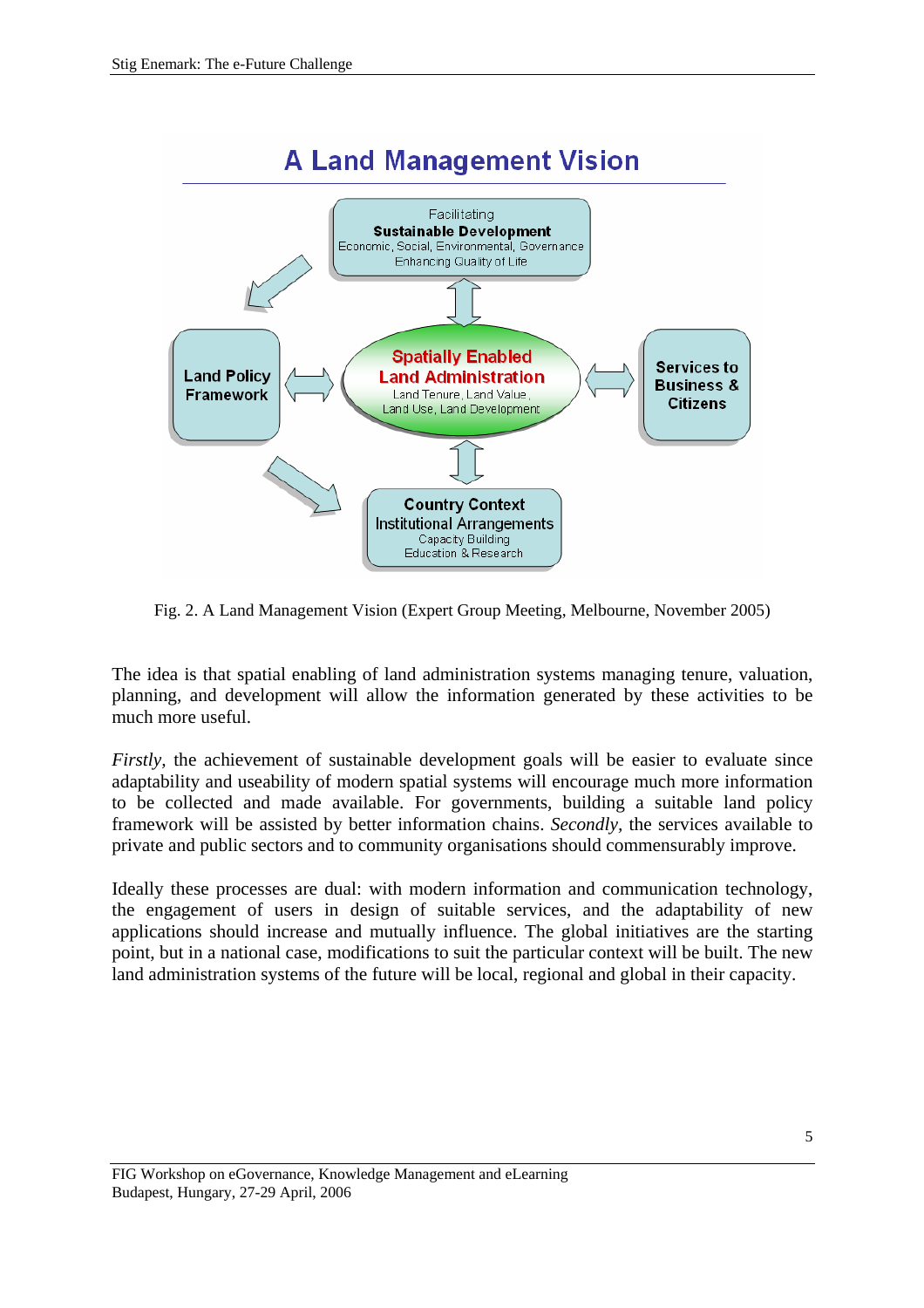Fig. 2. A Land Management Vision (Expert Group Meeting, Melbourne, November 2005)

The idea is that spatial enabling of land administration systems managing tenure, valuation, planning, and development will allow the information generated by these activities to be much more useful.

*Firstly*, the achievement of sustainable development goals will be easier to evaluate since adaptability and useability of modern spatial systems will encourage much more information to be collected and made available. For governments, building a suitable land policy framework will be assisted by better information chains. *Secondly*, the services available to private and public sectors and to community organisations should commensurably improve.

Ideally these processes are dual: with modern information and communication technology, the engagement of users in design of suitable services, and the adaptability of new applications should increase and mutually influence. The global initiatives are the starting point, but in a national case, modifications to suit the particular context will be built. The new land administration systems of the future will be local, regional and global in their capacity.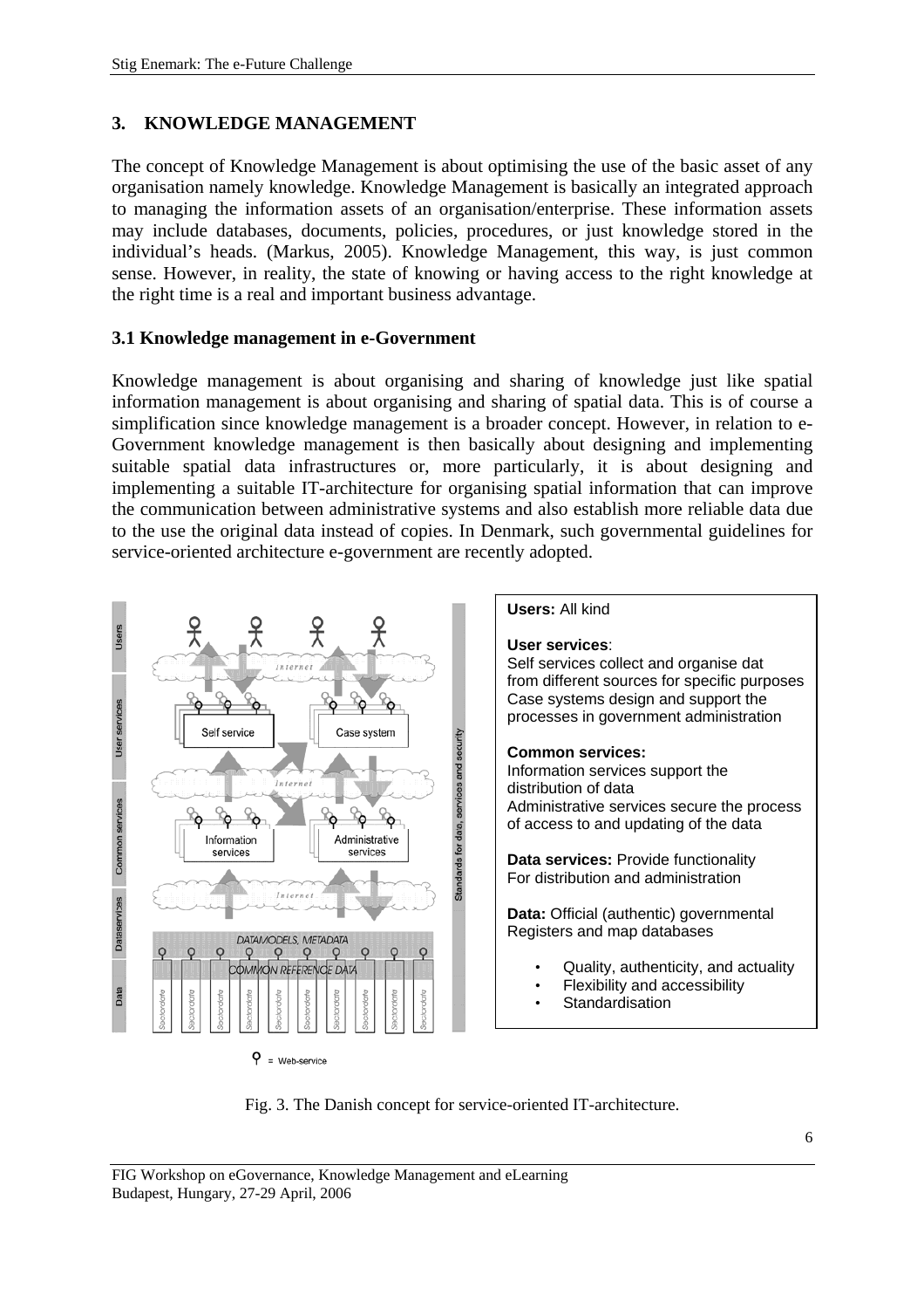## 3. KNOWLEDGE MANAGEMENT

The concept of Knowledge Management is about optimising the use of the basic asset of any organisation namely knowledge. Knowledge Management is basically an integrated approach to managing the information assets of an organisation/enterprise. These information assets may include databases, documents, policies, procedures, or just knowledge stored in the individual's heads. (Markus, 2005). Knowledge Management, this way, is just common sense. However, in reality, the state of knowing or having access to the right knowledge at the right time is a real and important business advantage.

### 3.1 Knowledge management in e-Government

Knowledge management is about organising and sharing of knowledge just like spatial information management is about organising and sharing of spatial data. This is of course a simplification since knowledge management is a broader concept. However, in relation to e-Government knowledge management is then basically about designing and implementing suitable spatial data infrastructures or, more particularly, it is about designing and implementing a suitable IT-architecture for organising spatial information that can improve the communication between administrative systems and also establish more reliable data due to the use the original data instead of copies. In Denmark, such governmental guidelines for service-oriented architecture e-government are recently adopted.

**Users:** All kind

**User services**:
Self services collect and organise dat from different sources for specific purposes
Case systems design and support the processes in government administration

**Common services:**
Information services support the distribution of data
Administrative services secure the process of access to and updating of the data

**Data services:** Provide functionality For distribution and administration

**Data:** Official (authentic) governmental Registers and map databases

- Quality, authenticity, and actuality
- Flexibility and accessibility
- Standardisation

Fig. 3. The Danish concept for service-oriented IT-architecture.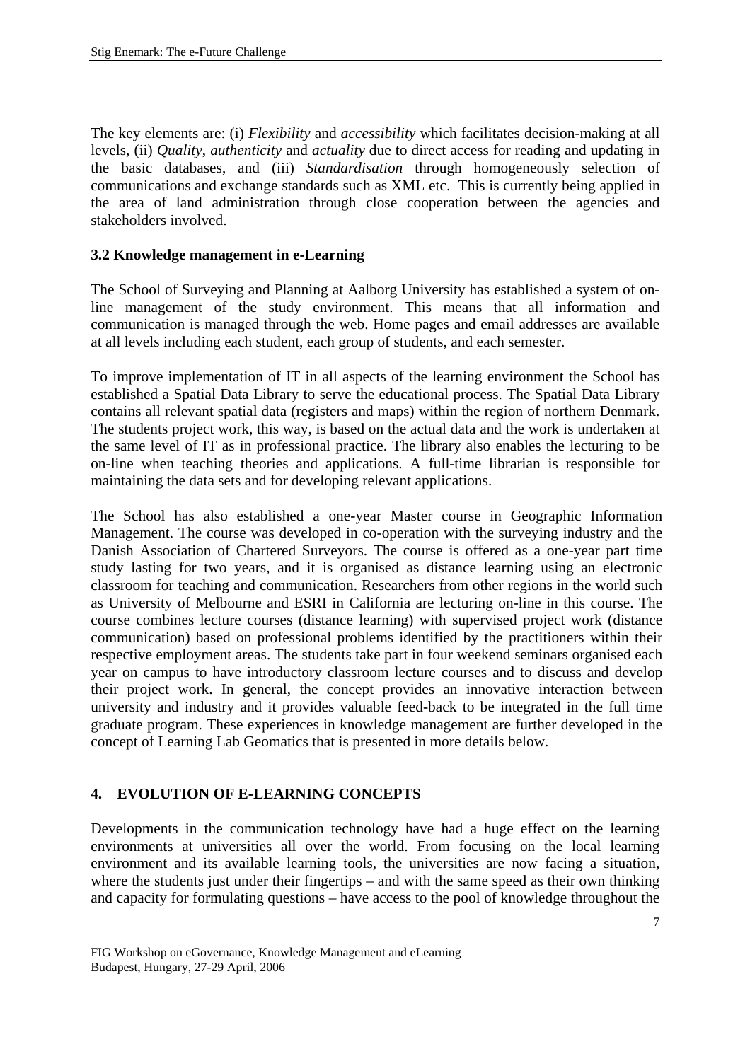The key elements are: (i) *Flexibility* and *accessibility* which facilitates decision-making at all levels, (ii) *Quality*, *authenticity* and *actuality* due to direct access for reading and updating in the basic databases, and (iii) *Standardisation* through homogeneously selection of communications and exchange standards such as XML etc. This is currently being applied in the area of land administration through close cooperation between the agencies and stakeholders involved.

### 3.2 Knowledge management in e-Learning

The School of Surveying and Planning at Aalborg University has established a system of on-line management of the study environment. This means that all information and communication is managed through the web. Home pages and email addresses are available at all levels including each student, each group of students, and each semester.

To improve implementation of IT in all aspects of the learning environment the School has established a Spatial Data Library to serve the educational process. The Spatial Data Library contains all relevant spatial data (registers and maps) within the region of northern Denmark. The students project work, this way, is based on the actual data and the work is undertaken at the same level of IT as in professional practice. The library also enables the lecturing to be on-line when teaching theories and applications. A full-time librarian is responsible for maintaining the data sets and for developing relevant applications.

The School has also established a one-year Master course in Geographic Information Management. The course was developed in co-operation with the surveying industry and the Danish Association of Chartered Surveyors. The course is offered as a one-year part time study lasting for two years, and it is organised as distance learning using an electronic classroom for teaching and communication. Researchers from other regions in the world such as University of Melbourne and ESRI in California are lecturing on-line in this course. The course combines lecture courses (distance learning) with supervised project work (distance communication) based on professional problems identified by the practitioners within their respective employment areas. The students take part in four weekend seminars organised each year on campus to have introductory classroom lecture courses and to discuss and develop their project work. In general, the concept provides an innovative interaction between university and industry and it provides valuable feed-back to be integrated in the full time graduate program. These experiences in knowledge management are further developed in the concept of Learning Lab Geomatics that is presented in more details below.

## 4. EVOLUTION OF E-LEARNING CONCEPTS

Developments in the communication technology have had a huge effect on the learning environments at universities all over the world. From focusing on the local learning environment and its available learning tools, the universities are now facing a situation, where the students just under their fingertips – and with the same speed as their own thinking and capacity for formulating questions – have access to the pool of knowledge throughout the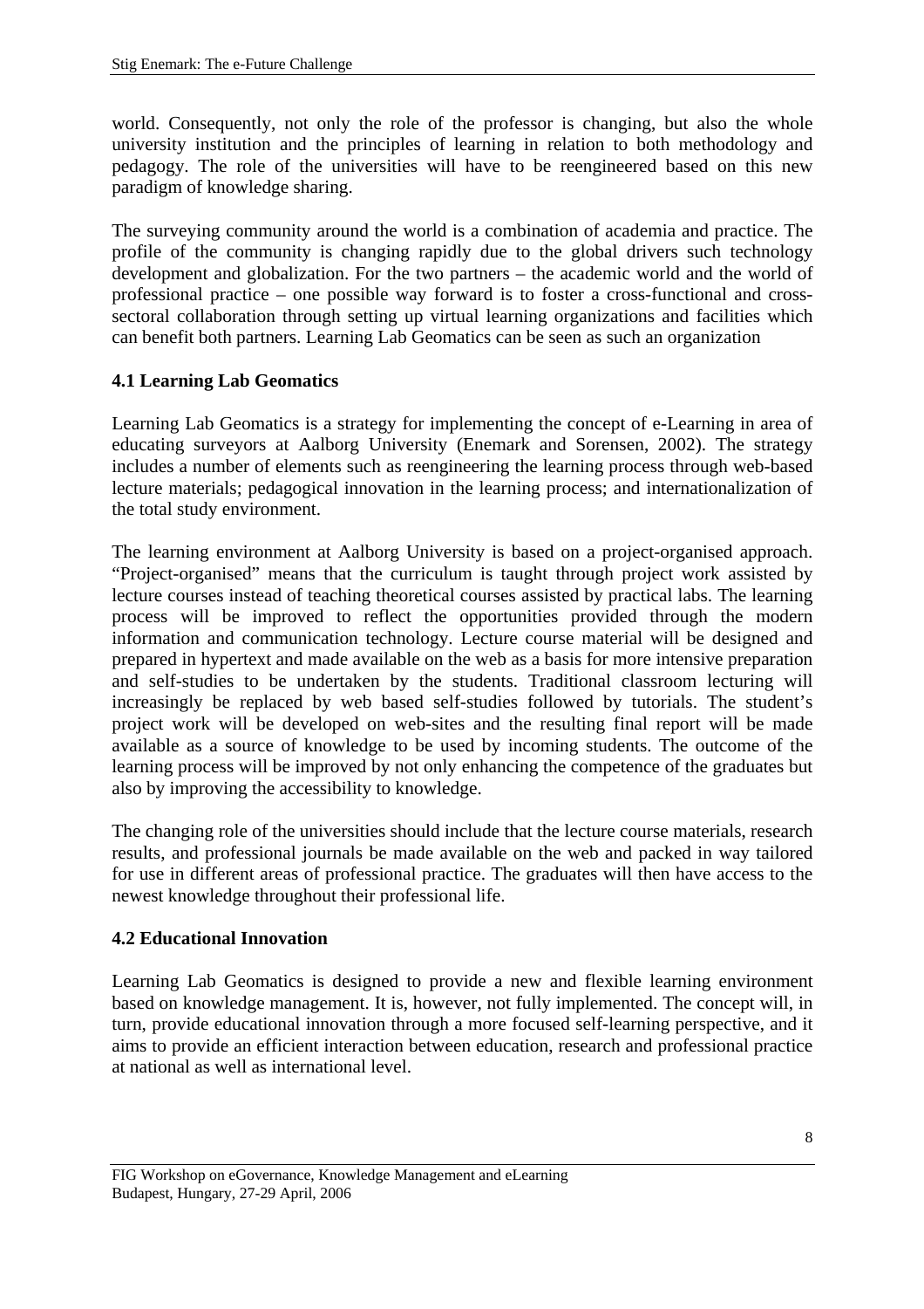world. Consequently, not only the role of the professor is changing, but also the whole university institution and the principles of learning in relation to both methodology and pedagogy. The role of the universities will have to be reengineered based on this new paradigm of knowledge sharing.

The surveying community around the world is a combination of academia and practice. The profile of the community is changing rapidly due to the global drivers such technology development and globalization. For the two partners – the academic world and the world of professional practice – one possible way forward is to foster a cross-functional and cross-sectoral collaboration through setting up virtual learning organizations and facilities which can benefit both partners. Learning Lab Geomatics can be seen as such an organization

### 4.1 Learning Lab Geomatics

Learning Lab Geomatics is a strategy for implementing the concept of e-Learning in area of educating surveyors at Aalborg University (Enemark and Sorensen, 2002). The strategy includes a number of elements such as reengineering the learning process through web-based lecture materials; pedagogical innovation in the learning process; and internationalization of the total study environment.

The learning environment at Aalborg University is based on a project-organised approach. "Project-organised" means that the curriculum is taught through project work assisted by lecture courses instead of teaching theoretical courses assisted by practical labs. The learning process will be improved to reflect the opportunities provided through the modern information and communication technology. Lecture course material will be designed and prepared in hypertext and made available on the web as a basis for more intensive preparation and self-studies to be undertaken by the students. Traditional classroom lecturing will increasingly be replaced by web based self-studies followed by tutorials. The student's project work will be developed on web-sites and the resulting final report will be made available as a source of knowledge to be used by incoming students. The outcome of the learning process will be improved by not only enhancing the competence of the graduates but also by improving the accessibility to knowledge.

The changing role of the universities should include that the lecture course materials, research results, and professional journals be made available on the web and packed in way tailored for use in different areas of professional practice. The graduates will then have access to the newest knowledge throughout their professional life.

### 4.2 Educational Innovation

Learning Lab Geomatics is designed to provide a new and flexible learning environment based on knowledge management. It is, however, not fully implemented. The concept will, in turn, provide educational innovation through a more focused self-learning perspective, and it aims to provide an efficient interaction between education, research and professional practice at national as well as international level.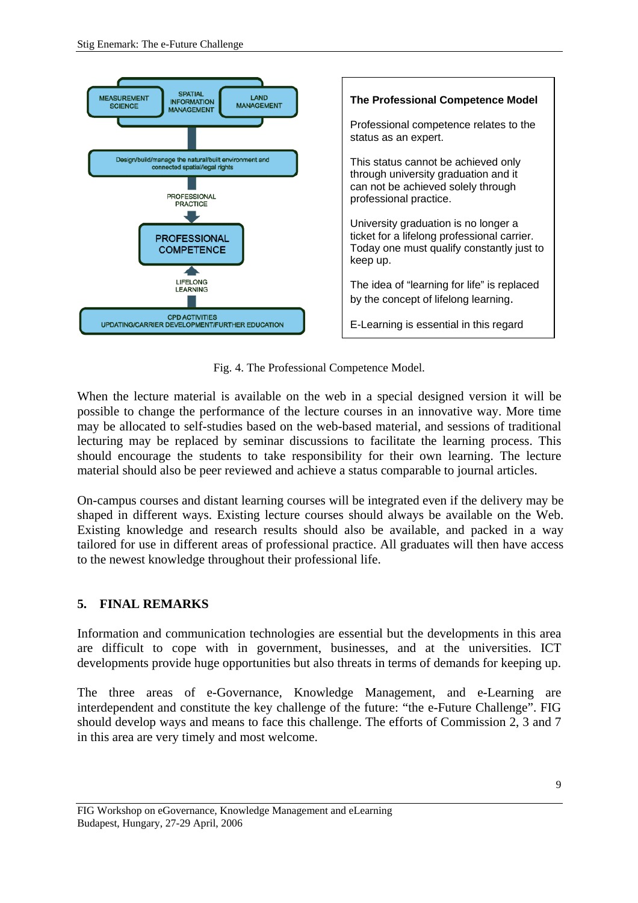MEASUREMENT SCIENCE

SPATIAL INFORMATION MANAGEMENT

LAND MANAGEMENT

Design/build/manage the natural/built environment and connected spatial/legal rights

PROFESSIONAL PRACTICE

PROFESSIONAL COMPETENCE

LIFELONG LEARNING

CPD ACTIVITIES
UPDATING/CARRIER DEVELOPMENT/FURTHER EDUCATION

**The Professional Competence Model**

Professional competence relates to the status as an expert.

This status cannot be achieved only through university graduation and it can not be achieved solely through professional practice.

University graduation is no longer a ticket for a lifelong professional carrier. Today one must qualify constantly just to keep up.

The idea of "learning for life" is replaced by the concept of lifelong learning.

E-Learning is essential in this regard

Fig. 4. The Professional Competence Model.

When the lecture material is available on the web in a special designed version it will be possible to change the performance of the lecture courses in an innovative way. More time may be allocated to self-studies based on the web-based material, and sessions of traditional lecturing may be replaced by seminar discussions to facilitate the learning process. This should encourage the students to take responsibility for their own learning. The lecture material should also be peer reviewed and achieve a status comparable to journal articles.

On-campus courses and distant learning courses will be integrated even if the delivery may be shaped in different ways. Existing lecture courses should always be available on the Web. Existing knowledge and research results should also be available, and packed in a way tailored for use in different areas of professional practice. All graduates will then have access to the newest knowledge throughout their professional life.

## 5. FINAL REMARKS

Information and communication technologies are essential but the developments in this area are difficult to cope with in government, businesses, and at the universities. ICT developments provide huge opportunities but also threats in terms of demands for keeping up.

The three areas of e-Governance, Knowledge Management, and e-Learning are interdependent and constitute the key challenge of the future: "the e-Future Challenge". FIG should develop ways and means to face this challenge. The efforts of Commission 2, 3 and 7 in this area are very timely and most welcome.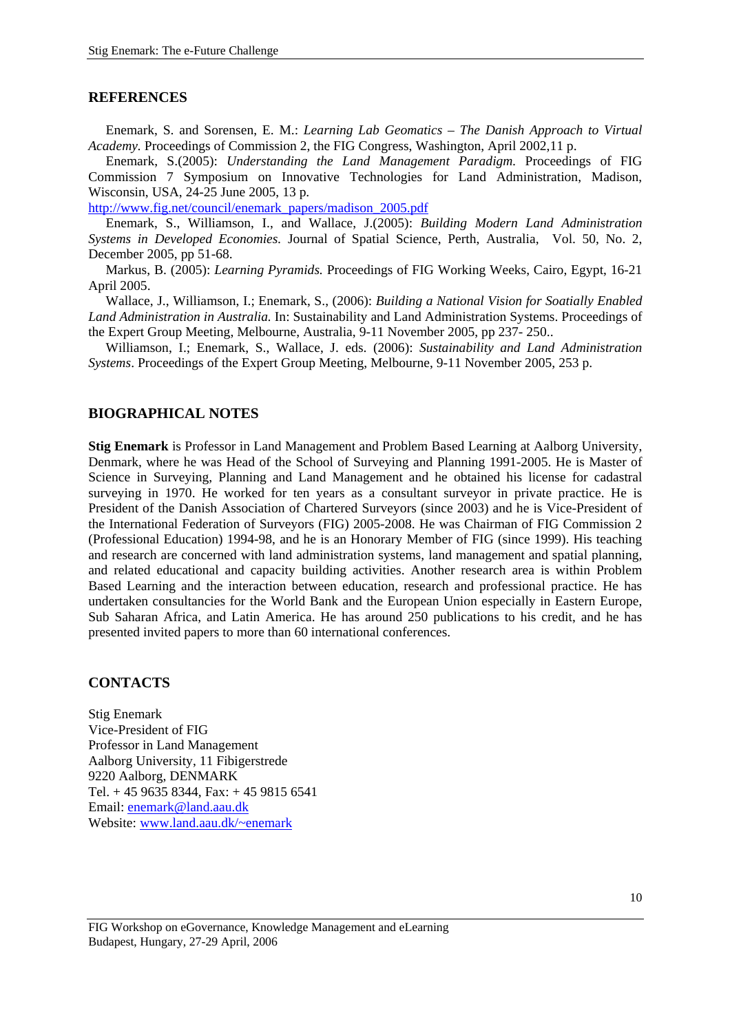## REFERENCES

Enemark, S. and Sorensen, E. M.: *Learning Lab Geomatics – The Danish Approach to Virtual Academy.* Proceedings of Commission 2, the FIG Congress, Washington, April 2002,11 p.

Enemark, S.(2005): *Understanding the Land Management Paradigm.* Proceedings of FIG Commission 7 Symposium on Innovative Technologies for Land Administration, Madison, Wisconsin, USA, 24-25 June 2005, 13 p.
http://www.fig.net/council/enemark_papers/madison_2005.pdf

Enemark, S., Williamson, I., and Wallace, J.(2005): *Building Modern Land Administration Systems in Developed Economies.* Journal of Spatial Science, Perth, Australia, Vol. 50, No. 2, December 2005, pp 51-68.

Markus, B. (2005): *Learning Pyramids.* Proceedings of FIG Working Weeks, Cairo, Egypt, 16-21 April 2005.

Wallace, J., Williamson, I.; Enemark, S., (2006): *Building a National Vision for Soatially Enabled Land Administration in Australia.* In: Sustainability and Land Administration Systems. Proceedings of the Expert Group Meeting, Melbourne, Australia, 9-11 November 2005, pp 237- 250..

Williamson, I.; Enemark, S., Wallace, J. eds. (2006): *Sustainability and Land Administration Systems*. Proceedings of the Expert Group Meeting, Melbourne, 9-11 November 2005, 253 p.

## BIOGRAPHICAL NOTES

**Stig Enemark** is Professor in Land Management and Problem Based Learning at Aalborg University, Denmark, where he was Head of the School of Surveying and Planning 1991-2005. He is Master of Science in Surveying, Planning and Land Management and he obtained his license for cadastral surveying in 1970. He worked for ten years as a consultant surveyor in private practice. He is President of the Danish Association of Chartered Surveyors (since 2003) and he is Vice-President of the International Federation of Surveyors (FIG) 2005-2008. He was Chairman of FIG Commission 2 (Professional Education) 1994-98, and he is an Honorary Member of FIG (since 1999). His teaching and research are concerned with land administration systems, land management and spatial planning, and related educational and capacity building activities. Another research area is within Problem Based Learning and the interaction between education, research and professional practice. He has undertaken consultancies for the World Bank and the European Union especially in Eastern Europe, Sub Saharan Africa, and Latin America. He has around 250 publications to his credit, and he has presented invited papers to more than 60 international conferences.

## CONTACTS

Stig Enemark
Vice-President of FIG
Professor in Land Management
Aalborg University, 11 Fibigerstrede
9220 Aalborg, DENMARK
Tel. + 45 9635 8344, Fax: + 45 9815 6541
Email: enemark@land.aau.dk
Website: www.land.aau.dk/~enemark